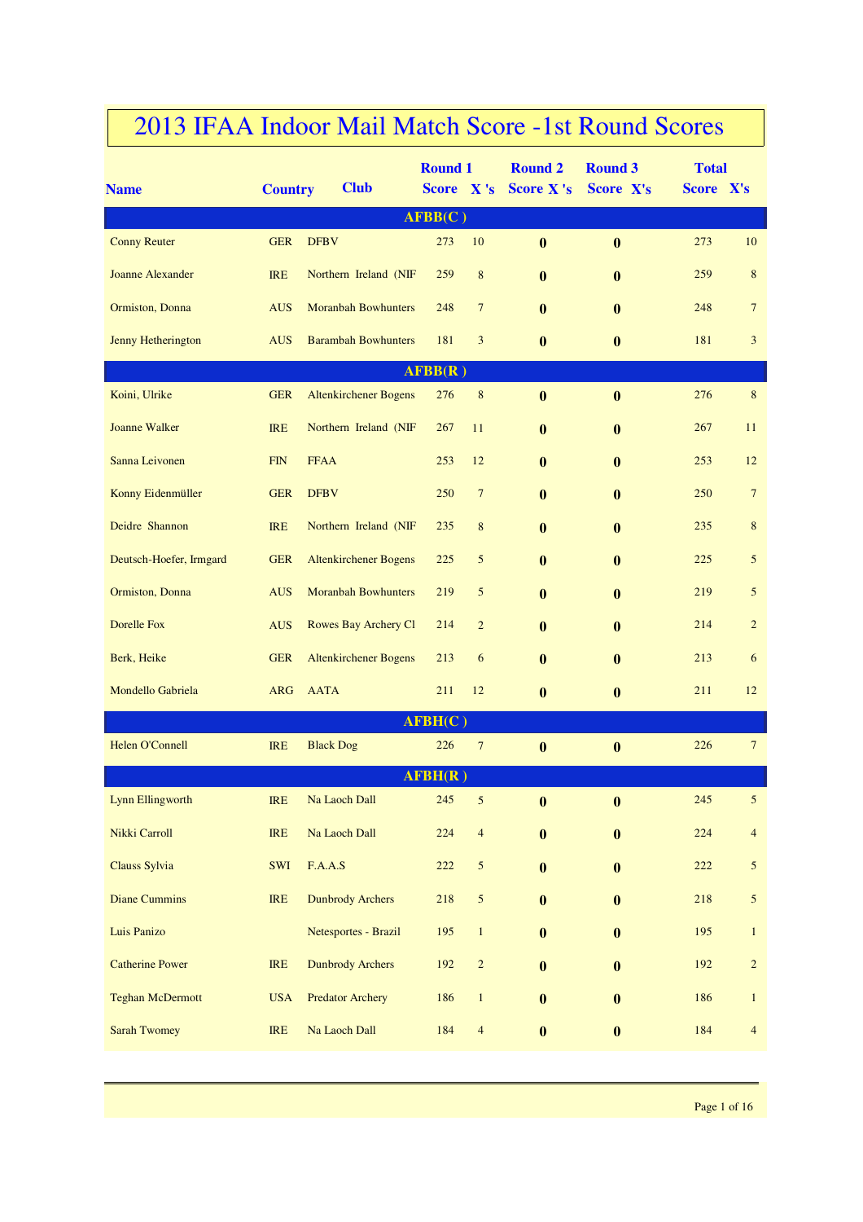# 2013 IFAA Indoor Mail Match Score -1st Round Scores

| Name | Country | Club | Round 1 Score | X 's | Round 2 Score | X 's | Round 3 Score | X's | Total Score | X's |
|---|---|---|---|---|---|---|---|---|---|---|
| **AFBB(C )** | | | | | | | | | | |
| Conny Reuter | GER | DFBV | 273 | 10 | 0 | | 0 | | 273 | 10 |
| Joanne Alexander | IRE | Northern Ireland (NIF | 259 | 8 | 0 | | 0 | | 259 | 8 |
| Ormiston, Donna | AUS | Moranbah Bowhunters | 248 | 7 | 0 | | 0 | | 248 | 7 |
| Jenny Hetherington | AUS | Barambah Bowhunters | 181 | 3 | 0 | | 0 | | 181 | 3 |
| **AFBB(R )** | | | | | | | | | | |
| Koini, Ulrike | GER | Altenkirchener Bogens | 276 | 8 | 0 | | 0 | | 276 | 8 |
| Joanne Walker | IRE | Northern Ireland (NIF | 267 | 11 | 0 | | 0 | | 267 | 11 |
| Sanna Leivonen | FIN | FFAA | 253 | 12 | 0 | | 0 | | 253 | 12 |
| Konny Eidenmüller | GER | DFBV | 250 | 7 | 0 | | 0 | | 250 | 7 |
| Deidre Shannon | IRE | Northern Ireland (NIF | 235 | 8 | 0 | | 0 | | 235 | 8 |
| Deutsch-Hoefer, Irmgard | GER | Altenkirchener Bogens | 225 | 5 | 0 | | 0 | | 225 | 5 |
| Ormiston, Donna | AUS | Moranbah Bowhunters | 219 | 5 | 0 | | 0 | | 219 | 5 |
| Dorelle Fox | AUS | Rowes Bay Archery Cl | 214 | 2 | 0 | | 0 | | 214 | 2 |
| Berk, Heike | GER | Altenkirchener Bogens | 213 | 6 | 0 | | 0 | | 213 | 6 |
| Mondello Gabriela | ARG | AATA | 211 | 12 | 0 | | 0 | | 211 | 12 |
| **AFBH(C )** | | | | | | | | | | |
| Helen O'Connell | IRE | Black Dog | 226 | 7 | 0 | | 0 | | 226 | 7 |
| **AFBH(R )** | | | | | | | | | | |
| Lynn Ellingworth | IRE | Na Laoch Dall | 245 | 5 | 0 | | 0 | | 245 | 5 |
| Nikki Carroll | IRE | Na Laoch Dall | 224 | 4 | 0 | | 0 | | 224 | 4 |
| Clauss Sylvia | SWI | F.A.A.S | 222 | 5 | 0 | | 0 | | 222 | 5 |
| Diane Cummins | IRE | Dunbrody Archers | 218 | 5 | 0 | | 0 | | 218 | 5 |
| Luis Panizo | | Netesportes - Brazil | 195 | 1 | 0 | | 0 | | 195 | 1 |
| Catherine Power | IRE | Dunbrody Archers | 192 | 2 | 0 | | 0 | | 192 | 2 |
| Teghan McDermott | USA | Predator Archery | 186 | 1 | 0 | | 0 | | 186 | 1 |
| Sarah Twomey | IRE | Na Laoch Dall | 184 | 4 | 0 | | 0 | | 184 | 4 |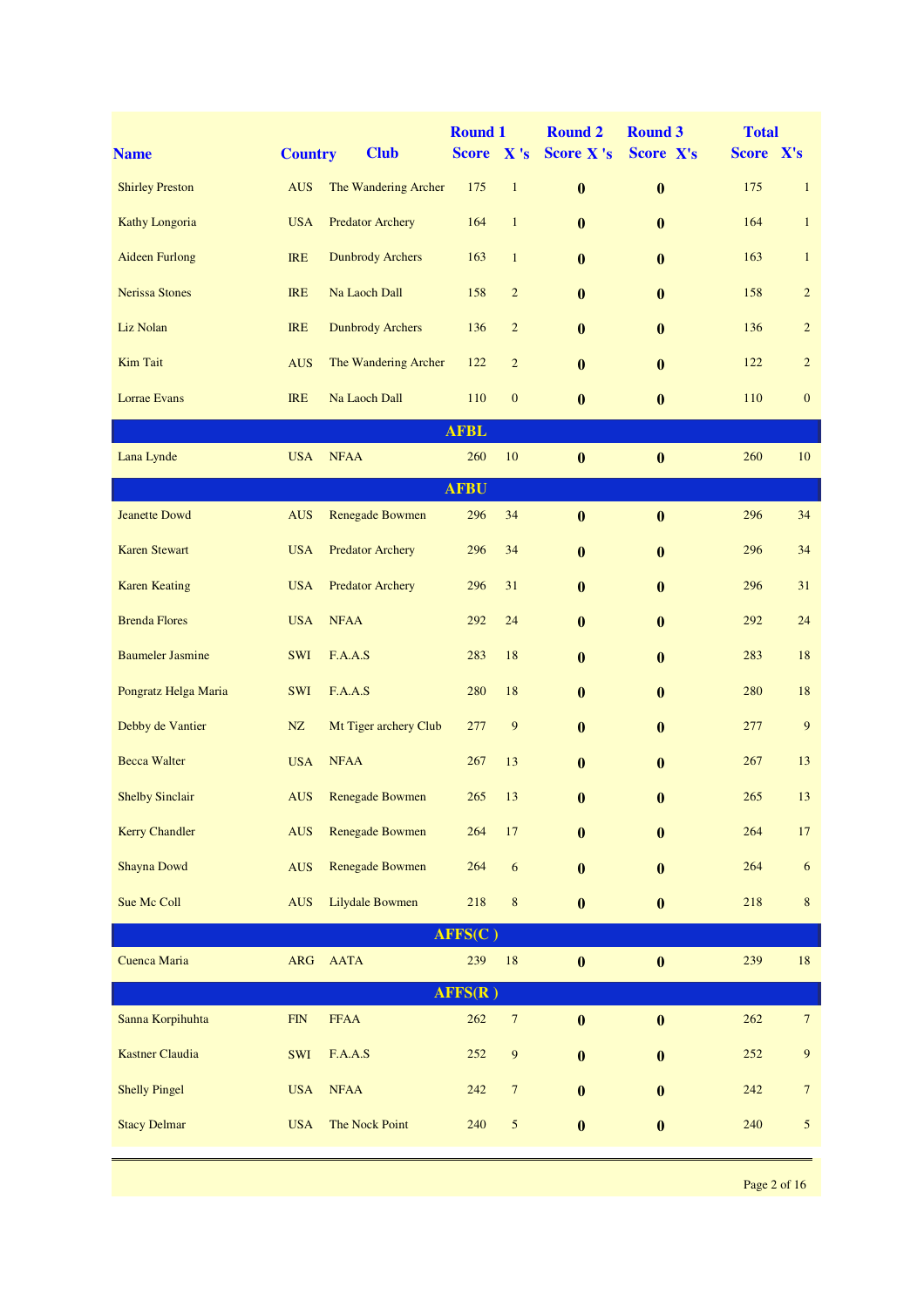| Name | Country | Club | Round 1 Score | Round 1 X 's | Round 2 Score | Round 2 X 's | Round 3 Score | Round 3 X's | Total Score | Total X's |
|---|---|---|---|---|---|---|---|---|---|---|
| Shirley Preston | AUS | The Wandering Archer | 175 | 1 | **0** | | **0** | | 175 | 1 |
| Kathy Longoria | USA | Predator Archery | 164 | 1 | **0** | | **0** | | 164 | 1 |
| Aideen Furlong | IRE | Dunbrody Archers | 163 | 1 | **0** | | **0** | | 163 | 1 |
| Nerissa Stones | IRE | Na Laoch Dall | 158 | 2 | **0** | | **0** | | 158 | 2 |
| Liz Nolan | IRE | Dunbrody Archers | 136 | 2 | **0** | | **0** | | 136 | 2 |
| Kim Tait | AUS | The Wandering Archer | 122 | 2 | **0** | | **0** | | 122 | 2 |
| Lorrae Evans | IRE | Na Laoch Dall | 110 | 0 | **0** | | **0** | | 110 | 0 |
| **AFBL** | | | | | | | | | | |
| Lana Lynde | USA | NFAA | 260 | 10 | **0** | | **0** | | 260 | 10 |
| **AFBU** | | | | | | | | | | |
| Jeanette Dowd | AUS | Renegade Bowmen | 296 | 34 | **0** | | **0** | | 296 | 34 |
| Karen Stewart | USA | Predator Archery | 296 | 34 | **0** | | **0** | | 296 | 34 |
| Karen Keating | USA | Predator Archery | 296 | 31 | **0** | | **0** | | 296 | 31 |
| Brenda Flores | USA | NFAA | 292 | 24 | **0** | | **0** | | 292 | 24 |
| Baumeler Jasmine | SWI | F.A.A.S | 283 | 18 | **0** | | **0** | | 283 | 18 |
| Pongratz Helga Maria | SWI | F.A.A.S | 280 | 18 | **0** | | **0** | | 280 | 18 |
| Debby de Vantier | NZ | Mt Tiger archery Club | 277 | 9 | **0** | | **0** | | 277 | 9 |
| Becca Walter | USA | NFAA | 267 | 13 | **0** | | **0** | | 267 | 13 |
| Shelby Sinclair | AUS | Renegade Bowmen | 265 | 13 | **0** | | **0** | | 265 | 13 |
| Kerry Chandler | AUS | Renegade Bowmen | 264 | 17 | **0** | | **0** | | 264 | 17 |
| Shayna Dowd | AUS | Renegade Bowmen | 264 | 6 | **0** | | **0** | | 264 | 6 |
| Sue Mc Coll | AUS | Lilydale Bowmen | 218 | 8 | **0** | | **0** | | 218 | 8 |
| **AFFS(C )** | | | | | | | | | | |
| Cuenca Maria | ARG | AATA | 239 | 18 | **0** | | **0** | | 239 | 18 |
| **AFFS(R )** | | | | | | | | | | |
| Sanna Korpihuhta | FIN | FFAA | 262 | 7 | **0** | | **0** | | 262 | 7 |
| Kastner Claudia | SWI | F.A.A.S | 252 | 9 | **0** | | **0** | | 252 | 9 |
| Shelly Pingel | USA | NFAA | 242 | 7 | **0** | | **0** | | 242 | 7 |
| Stacy Delmar | USA | The Nock Point | 240 | 5 | **0** | | **0** | | 240 | 5 |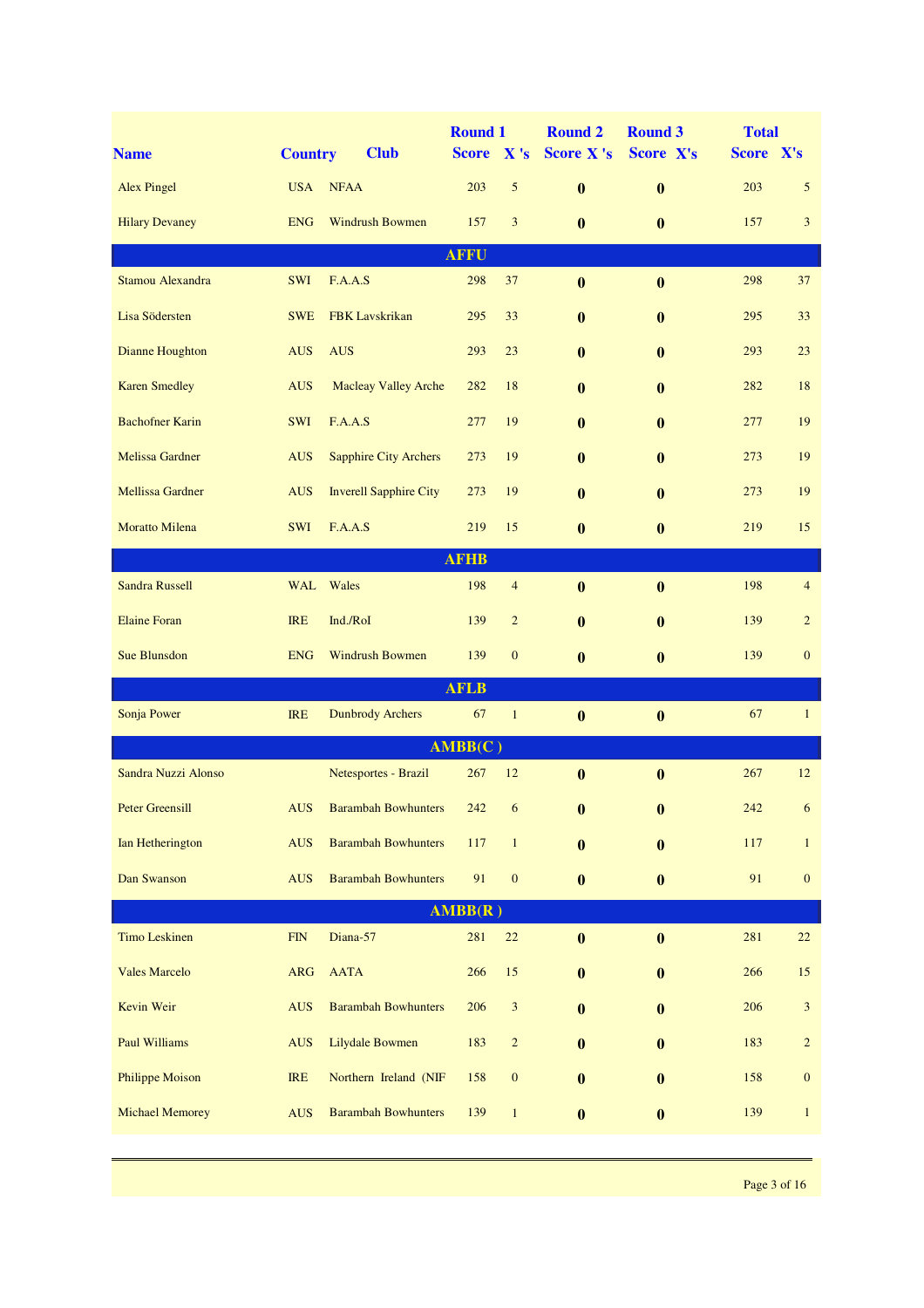| Name | Country | Club | Round 1 Score | X 's | Round 2 Score | X 's | Round 3 Score | X's | Total Score | X's |
|---|---|---|---|---|---|---|---|---|---|---|
| Alex Pingel | USA | NFAA | 203 | 5 | **0** | | **0** | | 203 | 5 |
| Hilary Devaney | ENG | Windrush Bowmen | 157 | 3 | **0** | | **0** | | 157 | 3 |
| **AFFU** | | | | | | | | | | |
| Stamou Alexandra | SWI | F.A.A.S | 298 | 37 | **0** | | **0** | | 298 | 37 |
| Lisa Södersten | SWE | FBK Lavskrikan | 295 | 33 | **0** | | **0** | | 295 | 33 |
| Dianne Houghton | AUS | AUS | 293 | 23 | **0** | | **0** | | 293 | 23 |
| Karen Smedley | AUS | Macleay Valley Arche | 282 | 18 | **0** | | **0** | | 282 | 18 |
| Bachofner Karin | SWI | F.A.A.S | 277 | 19 | **0** | | **0** | | 277 | 19 |
| Melissa Gardner | AUS | Sapphire City Archers | 273 | 19 | **0** | | **0** | | 273 | 19 |
| Mellissa Gardner | AUS | Inverell Sapphire City | 273 | 19 | **0** | | **0** | | 273 | 19 |
| Moratto Milena | SWI | F.A.A.S | 219 | 15 | **0** | | **0** | | 219 | 15 |
| **AFHB** | | | | | | | | | | |
| Sandra Russell | WAL | Wales | 198 | 4 | **0** | | **0** | | 198 | 4 |
| Elaine Foran | IRE | Ind./RoI | 139 | 2 | **0** | | **0** | | 139 | 2 |
| Sue Blunsdon | ENG | Windrush Bowmen | 139 | 0 | **0** | | **0** | | 139 | 0 |
| **AFLB** | | | | | | | | | | |
| Sonja Power | IRE | Dunbrody Archers | 67 | 1 | **0** | | **0** | | 67 | 1 |
| **AMBB(C )** | | | | | | | | | | |
| Sandra Nuzzi Alonso | | Netesportes - Brazil | 267 | 12 | **0** | | **0** | | 267 | 12 |
| Peter Greensill | AUS | Barambah Bowhunters | 242 | 6 | **0** | | **0** | | 242 | 6 |
| Ian Hetherington | AUS | Barambah Bowhunters | 117 | 1 | **0** | | **0** | | 117 | 1 |
| Dan Swanson | AUS | Barambah Bowhunters | 91 | 0 | **0** | | **0** | | 91 | 0 |
| **AMBB(R )** | | | | | | | | | | |
| Timo Leskinen | FIN | Diana-57 | 281 | 22 | **0** | | **0** | | 281 | 22 |
| Vales Marcelo | ARG | AATA | 266 | 15 | **0** | | **0** | | 266 | 15 |
| Kevin Weir | AUS | Barambah Bowhunters | 206 | 3 | **0** | | **0** | | 206 | 3 |
| Paul Williams | AUS | Lilydale Bowmen | 183 | 2 | **0** | | **0** | | 183 | 2 |
| Philippe Moison | IRE | Northern Ireland (NIF | 158 | 0 | **0** | | **0** | | 158 | 0 |
| Michael Memorey | AUS | Barambah Bowhunters | 139 | 1 | **0** | | **0** | | 139 | 1 |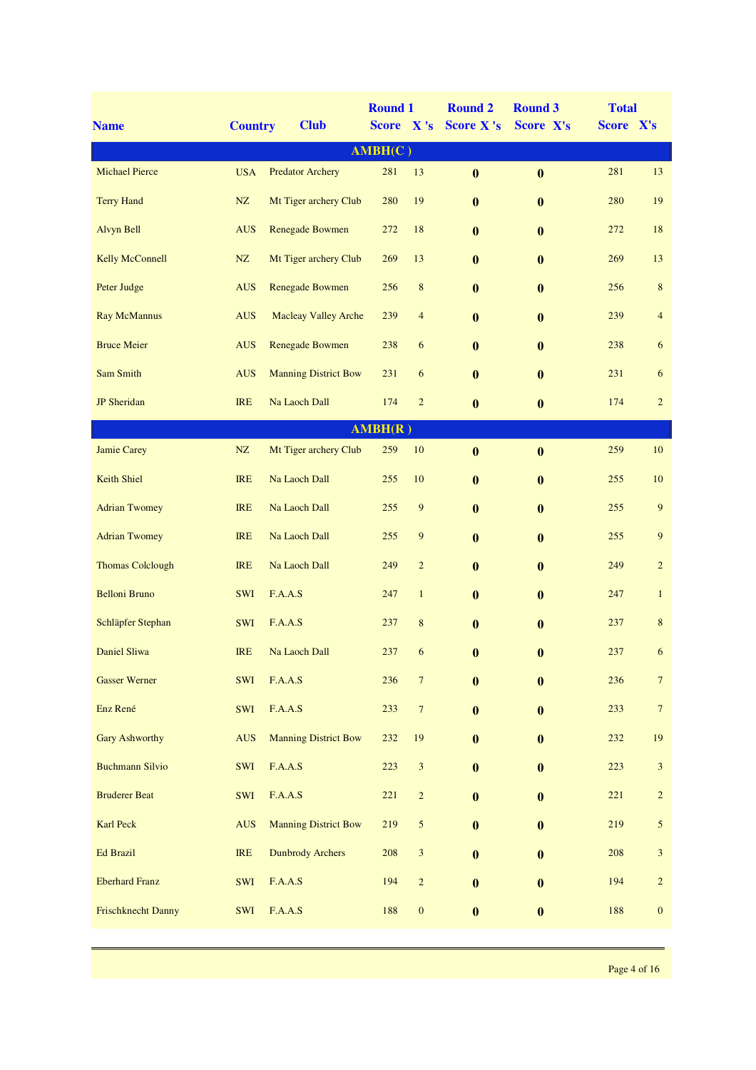| Name | Country | Club | Round 1 Score | Round 1 X 's | Round 2 Score | Round 2 X 's | Round 3 Score | Round 3 X's | Total Score | Total X's |
|---|---|---|---|---|---|---|---|---|---|---|
| | | | | **AMBH(C )** | | | | | | |
| Michael Pierce | USA | Predator Archery | 281 | 13 | **0** | | **0** | | 281 | 13 |
| Terry Hand | NZ | Mt Tiger archery Club | 280 | 19 | **0** | | **0** | | 280 | 19 |
| Alvyn Bell | AUS | Renegade Bowmen | 272 | 18 | **0** | | **0** | | 272 | 18 |
| Kelly McConnell | NZ | Mt Tiger archery Club | 269 | 13 | **0** | | **0** | | 269 | 13 |
| Peter Judge | AUS | Renegade Bowmen | 256 | 8 | **0** | | **0** | | 256 | 8 |
| Ray McMannus | AUS | Macleay Valley Arche | 239 | 4 | **0** | | **0** | | 239 | 4 |
| Bruce Meier | AUS | Renegade Bowmen | 238 | 6 | **0** | | **0** | | 238 | 6 |
| Sam Smith | AUS | Manning District Bow | 231 | 6 | **0** | | **0** | | 231 | 6 |
| JP Sheridan | IRE | Na Laoch Dall | 174 | 2 | **0** | | **0** | | 174 | 2 |
| | | | | **AMBH(R )** | | | | | | |
| Jamie Carey | NZ | Mt Tiger archery Club | 259 | 10 | **0** | | **0** | | 259 | 10 |
| Keith Shiel | IRE | Na Laoch Dall | 255 | 10 | **0** | | **0** | | 255 | 10 |
| Adrian Twomey | IRE | Na Laoch Dall | 255 | 9 | **0** | | **0** | | 255 | 9 |
| Adrian Twomey | IRE | Na Laoch Dall | 255 | 9 | **0** | | **0** | | 255 | 9 |
| Thomas Colclough | IRE | Na Laoch Dall | 249 | 2 | **0** | | **0** | | 249 | 2 |
| Belloni Bruno | SWI | F.A.A.S | 247 | 1 | **0** | | **0** | | 247 | 1 |
| Schläpfer Stephan | SWI | F.A.A.S | 237 | 8 | **0** | | **0** | | 237 | 8 |
| Daniel Sliwa | IRE | Na Laoch Dall | 237 | 6 | **0** | | **0** | | 237 | 6 |
| Gasser Werner | SWI | F.A.A.S | 236 | 7 | **0** | | **0** | | 236 | 7 |
| Enz René | SWI | F.A.A.S | 233 | 7 | **0** | | **0** | | 233 | 7 |
| Gary Ashworthy | AUS | Manning District Bow | 232 | 19 | **0** | | **0** | | 232 | 19 |
| Buchmann Silvio | SWI | F.A.A.S | 223 | 3 | **0** | | **0** | | 223 | 3 |
| Bruderer Beat | SWI | F.A.A.S | 221 | 2 | **0** | | **0** | | 221 | 2 |
| Karl Peck | AUS | Manning District Bow | 219 | 5 | **0** | | **0** | | 219 | 5 |
| Ed Brazil | IRE | Dunbrody Archers | 208 | 3 | **0** | | **0** | | 208 | 3 |
| Eberhard Franz | SWI | F.A.A.S | 194 | 2 | **0** | | **0** | | 194 | 2 |
| Frischknecht Danny | SWI | F.A.A.S | 188 | 0 | **0** | | **0** | | 188 | 0 |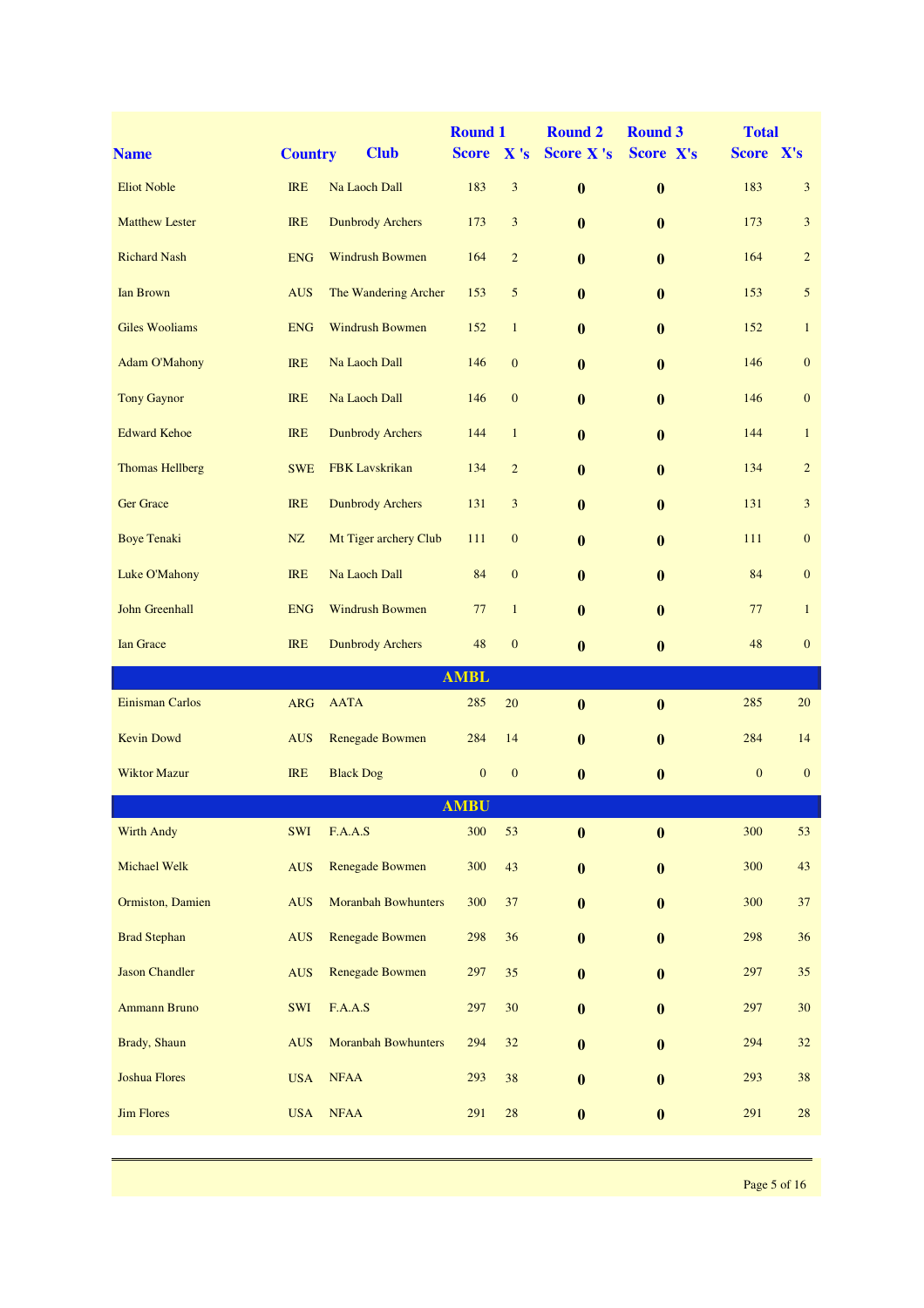| Name | Country | Club | Round 1 Score | Round 1 X 's | Round 2 Score | Round 2 X 's | Round 3 Score | Round 3 X's | Total Score | Total X's |
|---|---|---|---|---|---|---|---|---|---|---|
| Eliot Noble | IRE | Na Laoch Dall | 183 | 3 | 0 | | 0 | | 183 | 3 |
| Matthew Lester | IRE | Dunbrody Archers | 173 | 3 | 0 | | 0 | | 173 | 3 |
| Richard Nash | ENG | Windrush Bowmen | 164 | 2 | 0 | | 0 | | 164 | 2 |
| Ian Brown | AUS | The Wandering Archer | 153 | 5 | 0 | | 0 | | 153 | 5 |
| Giles Wooliams | ENG | Windrush Bowmen | 152 | 1 | 0 | | 0 | | 152 | 1 |
| Adam O'Mahony | IRE | Na Laoch Dall | 146 | 0 | 0 | | 0 | | 146 | 0 |
| Tony Gaynor | IRE | Na Laoch Dall | 146 | 0 | 0 | | 0 | | 146 | 0 |
| Edward Kehoe | IRE | Dunbrody Archers | 144 | 1 | 0 | | 0 | | 144 | 1 |
| Thomas Hellberg | SWE | FBK Lavskrikan | 134 | 2 | 0 | | 0 | | 134 | 2 |
| Ger Grace | IRE | Dunbrody Archers | 131 | 3 | 0 | | 0 | | 131 | 3 |
| Boye Tenaki | NZ | Mt Tiger archery Club | 111 | 0 | 0 | | 0 | | 111 | 0 |
| Luke O'Mahony | IRE | Na Laoch Dall | 84 | 0 | 0 | | 0 | | 84 | 0 |
| John Greenhall | ENG | Windrush Bowmen | 77 | 1 | 0 | | 0 | | 77 | 1 |
| Ian Grace | IRE | Dunbrody Archers | 48 | 0 | 0 | | 0 | | 48 | 0 |
| | | | **AMBL** | | | | | | | |
| Einisman Carlos | ARG | AATA | 285 | 20 | 0 | | 0 | | 285 | 20 |
| Kevin Dowd | AUS | Renegade Bowmen | 284 | 14 | 0 | | 0 | | 284 | 14 |
| Wiktor Mazur | IRE | Black Dog | 0 | 0 | 0 | | 0 | | 0 | 0 |
| | | | **AMBU** | | | | | | | |
| Wirth Andy | SWI | F.A.A.S | 300 | 53 | 0 | | 0 | | 300 | 53 |
| Michael Welk | AUS | Renegade Bowmen | 300 | 43 | 0 | | 0 | | 300 | 43 |
| Ormiston, Damien | AUS | Moranbah Bowhunters | 300 | 37 | 0 | | 0 | | 300 | 37 |
| Brad Stephan | AUS | Renegade Bowmen | 298 | 36 | 0 | | 0 | | 298 | 36 |
| Jason Chandler | AUS | Renegade Bowmen | 297 | 35 | 0 | | 0 | | 297 | 35 |
| Ammann Bruno | SWI | F.A.A.S | 297 | 30 | 0 | | 0 | | 297 | 30 |
| Brady, Shaun | AUS | Moranbah Bowhunters | 294 | 32 | 0 | | 0 | | 294 | 32 |
| Joshua Flores | USA | NFAA | 293 | 38 | 0 | | 0 | | 293 | 38 |
| Jim Flores | USA | NFAA | 291 | 28 | 0 | | 0 | | 291 | 28 |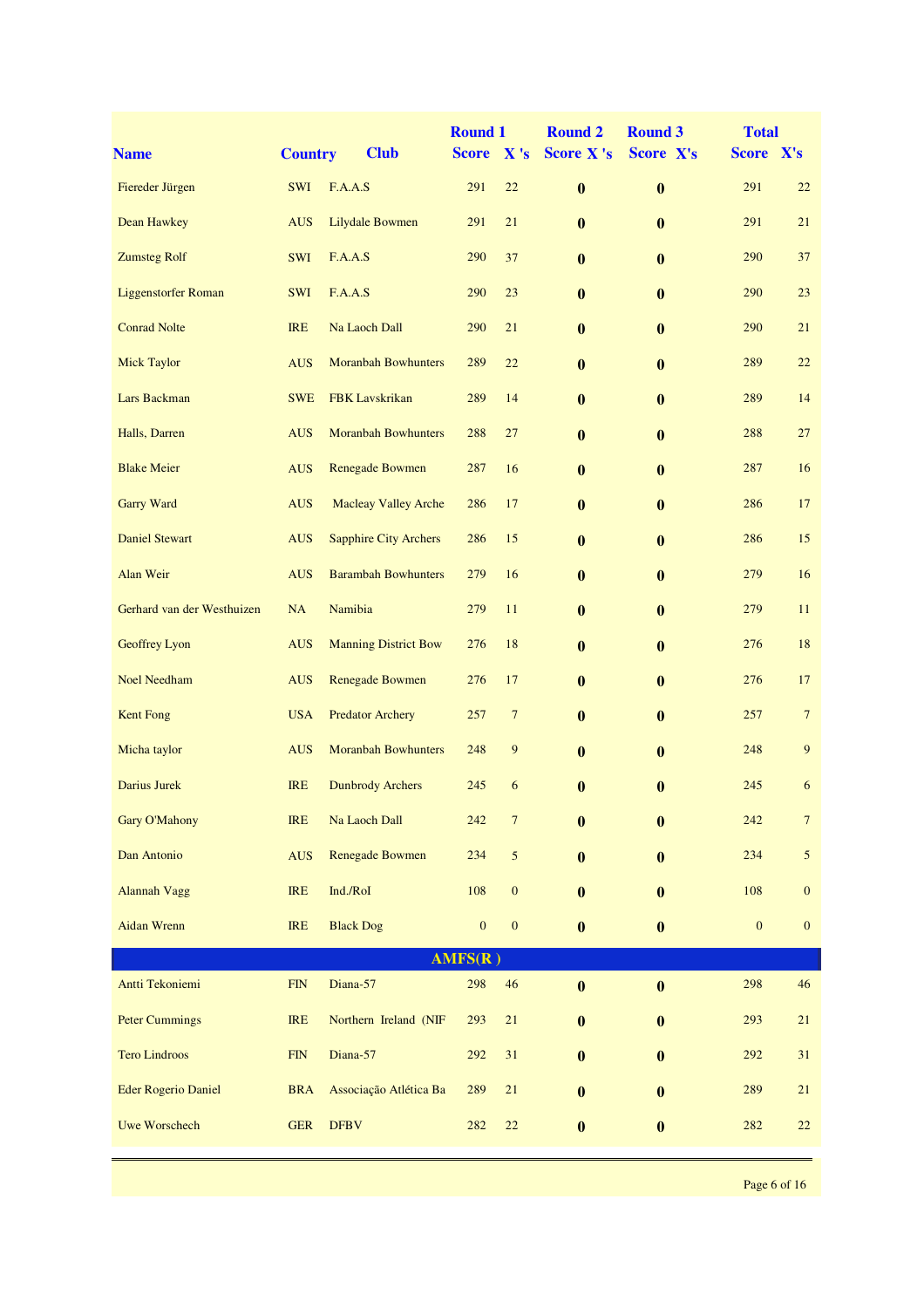| Name | Country | Club | Round 1 Score | X 's | Round 2 Score | X 's | Round 3 Score | X's | Total Score | X's |
|---|---|---|---|---|---|---|---|---|---|---|
| Fiereder Jürgen | SWI | F.A.A.S | 291 | 22 | 0 | | 0 | | 291 | 22 |
| Dean Hawkey | AUS | Lilydale Bowmen | 291 | 21 | 0 | | 0 | | 291 | 21 |
| Zumsteg Rolf | SWI | F.A.A.S | 290 | 37 | 0 | | 0 | | 290 | 37 |
| Liggenstorfer Roman | SWI | F.A.A.S | 290 | 23 | 0 | | 0 | | 290 | 23 |
| Conrad Nolte | IRE | Na Laoch Dall | 290 | 21 | 0 | | 0 | | 290 | 21 |
| Mick Taylor | AUS | Moranbah Bowhunters | 289 | 22 | 0 | | 0 | | 289 | 22 |
| Lars Backman | SWE | FBK Lavskrikan | 289 | 14 | 0 | | 0 | | 289 | 14 |
| Halls, Darren | AUS | Moranbah Bowhunters | 288 | 27 | 0 | | 0 | | 288 | 27 |
| Blake Meier | AUS | Renegade Bowmen | 287 | 16 | 0 | | 0 | | 287 | 16 |
| Garry Ward | AUS | Macleay Valley Arche | 286 | 17 | 0 | | 0 | | 286 | 17 |
| Daniel Stewart | AUS | Sapphire City Archers | 286 | 15 | 0 | | 0 | | 286 | 15 |
| Alan Weir | AUS | Barambah Bowhunters | 279 | 16 | 0 | | 0 | | 279 | 16 |
| Gerhard van der Westhuizen | NA | Namibia | 279 | 11 | 0 | | 0 | | 279 | 11 |
| Geoffrey Lyon | AUS | Manning District Bow | 276 | 18 | 0 | | 0 | | 276 | 18 |
| Noel Needham | AUS | Renegade Bowmen | 276 | 17 | 0 | | 0 | | 276 | 17 |
| Kent Fong | USA | Predator Archery | 257 | 7 | 0 | | 0 | | 257 | 7 |
| Micha taylor | AUS | Moranbah Bowhunters | 248 | 9 | 0 | | 0 | | 248 | 9 |
| Darius Jurek | IRE | Dunbrody Archers | 245 | 6 | 0 | | 0 | | 245 | 6 |
| Gary O'Mahony | IRE | Na Laoch Dall | 242 | 7 | 0 | | 0 | | 242 | 7 |
| Dan Antonio | AUS | Renegade Bowmen | 234 | 5 | 0 | | 0 | | 234 | 5 |
| Alannah Vagg | IRE | Ind./RoI | 108 | 0 | 0 | | 0 | | 108 | 0 |
| Aidan Wrenn | IRE | Black Dog | 0 | 0 | 0 | | 0 | | 0 | 0 |
| **AMFS(R )** | | | | | | | | | | |
| Antti Tekoniemi | FIN | Diana-57 | 298 | 46 | 0 | | 0 | | 298 | 46 |
| Peter Cummings | IRE | Northern Ireland (NIF | 293 | 21 | 0 | | 0 | | 293 | 21 |
| Tero Lindroos | FIN | Diana-57 | 292 | 31 | 0 | | 0 | | 292 | 31 |
| Eder Rogerio Daniel | BRA | Associação Atlética Ba | 289 | 21 | 0 | | 0 | | 289 | 21 |
| Uwe Worschech | GER | DFBV | 282 | 22 | 0 | | 0 | | 282 | 22 |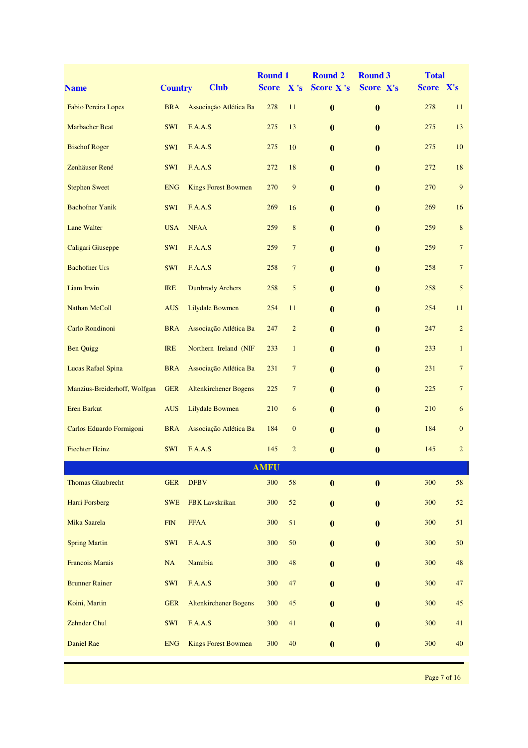| Name | Country | Club | Round 1 Score | Round 1 X 's | Round 2 Score | Round 2 X 's | Round 3 Score | Round 3 X's | Total Score | Total X's |
|---|---|---|---|---|---|---|---|---|---|---|
| Fabio Pereira Lopes | BRA | Associação Atlética Ba | 278 | 11 | 0 | | 0 | | 278 | 11 |
| Marbacher Beat | SWI | F.A.A.S | 275 | 13 | 0 | | 0 | | 275 | 13 |
| Bischof Roger | SWI | F.A.A.S | 275 | 10 | 0 | | 0 | | 275 | 10 |
| Zenhäuser René | SWI | F.A.A.S | 272 | 18 | 0 | | 0 | | 272 | 18 |
| Stephen Sweet | ENG | Kings Forest Bowmen | 270 | 9 | 0 | | 0 | | 270 | 9 |
| Bachofner Yanik | SWI | F.A.A.S | 269 | 16 | 0 | | 0 | | 269 | 16 |
| Lane Walter | USA | NFAA | 259 | 8 | 0 | | 0 | | 259 | 8 |
| Caligari Giuseppe | SWI | F.A.A.S | 259 | 7 | 0 | | 0 | | 259 | 7 |
| Bachofner Urs | SWI | F.A.A.S | 258 | 7 | 0 | | 0 | | 258 | 7 |
| Liam Irwin | IRE | Dunbrody Archers | 258 | 5 | 0 | | 0 | | 258 | 5 |
| Nathan McColl | AUS | Lilydale Bowmen | 254 | 11 | 0 | | 0 | | 254 | 11 |
| Carlo Rondinoni | BRA | Associação Atlética Ba | 247 | 2 | 0 | | 0 | | 247 | 2 |
| Ben Quigg | IRE | Northern Ireland (NIF | 233 | 1 | 0 | | 0 | | 233 | 1 |
| Lucas Rafael Spina | BRA | Associação Atlética Ba | 231 | 7 | 0 | | 0 | | 231 | 7 |
| Manzius-Breiderhoff, Wolfgan | GER | Altenkirchener Bogens | 225 | 7 | 0 | | 0 | | 225 | 7 |
| Eren Barkut | AUS | Lilydale Bowmen | 210 | 6 | 0 | | 0 | | 210 | 6 |
| Carlos Eduardo Formigoni | BRA | Associação Atlética Ba | 184 | 0 | 0 | | 0 | | 184 | 0 |
| Fiechter Heinz | SWI | F.A.A.S | 145 | 2 | 0 | | 0 | | 145 | 2 |
| **AMFU** | | | | | | | | | | |
| Thomas Glaubrecht | GER | DFBV | 300 | 58 | 0 | | 0 | | 300 | 58 |
| Harri Forsberg | SWE | FBK Lavskrikan | 300 | 52 | 0 | | 0 | | 300 | 52 |
| Mika Saarela | FIN | FFAA | 300 | 51 | 0 | | 0 | | 300 | 51 |
| Spring Martin | SWI | F.A.A.S | 300 | 50 | 0 | | 0 | | 300 | 50 |
| Francois Marais | NA | Namibia | 300 | 48 | 0 | | 0 | | 300 | 48 |
| Brunner Rainer | SWI | F.A.A.S | 300 | 47 | 0 | | 0 | | 300 | 47 |
| Koini, Martin | GER | Altenkirchener Bogens | 300 | 45 | 0 | | 0 | | 300 | 45 |
| Zehnder Chul | SWI | F.A.A.S | 300 | 41 | 0 | | 0 | | 300 | 41 |
| Daniel Rae | ENG | Kings Forest Bowmen | 300 | 40 | 0 | | 0 | | 300 | 40 |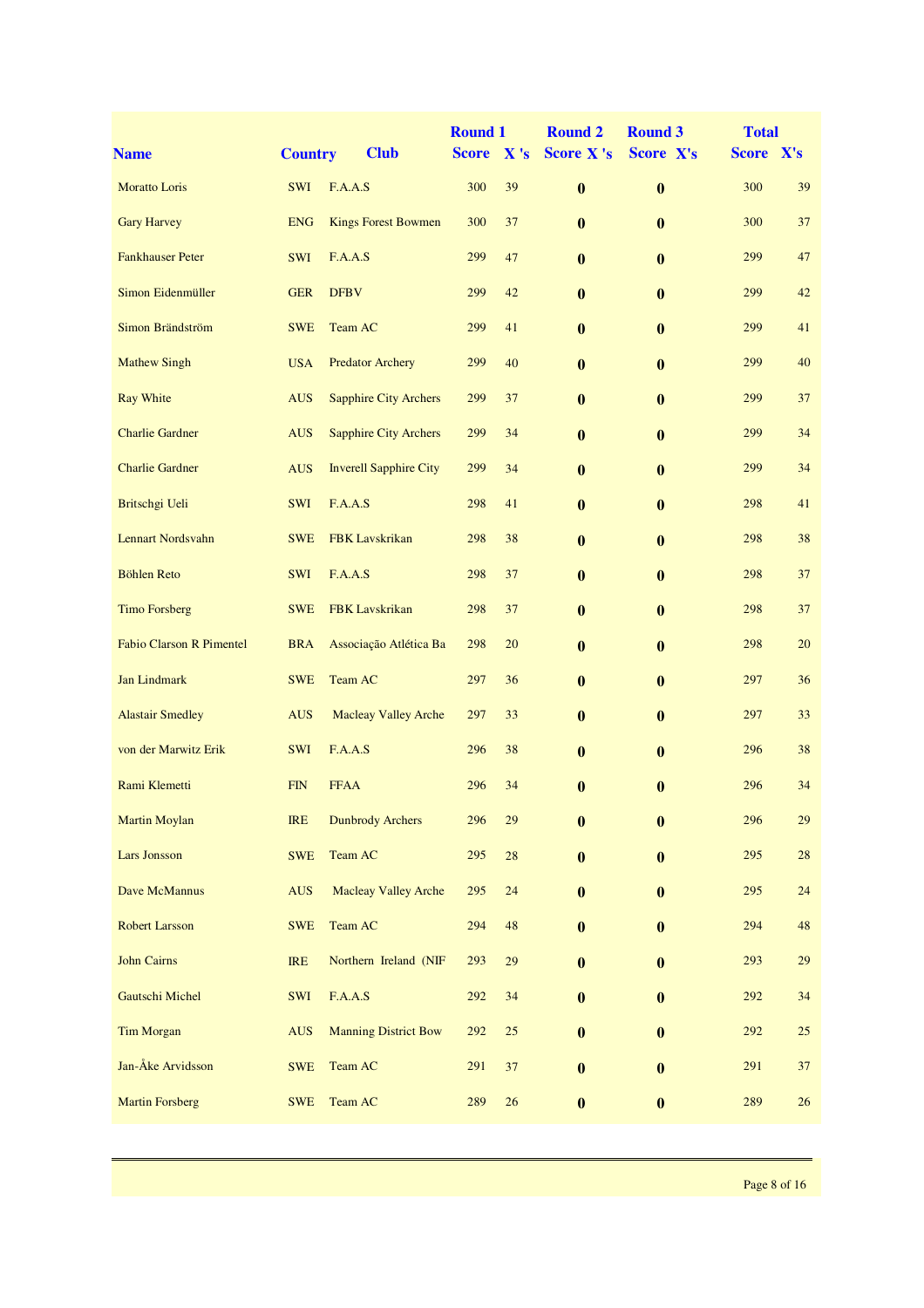| Name | Country | Club | Round 1 Score | X 's | Round 2 Score | X 's | Round 3 Score | X's | Total Score | X's |
|---|---|---|---|---|---|---|---|---|---|---|
| Moratto Loris | SWI | F.A.A.S | 300 | 39 | 0 | | 0 | | 300 | 39 |
| Gary Harvey | ENG | Kings Forest Bowmen | 300 | 37 | 0 | | 0 | | 300 | 37 |
| Fankhauser Peter | SWI | F.A.A.S | 299 | 47 | 0 | | 0 | | 299 | 47 |
| Simon Eidenmüller | GER | DFBV | 299 | 42 | 0 | | 0 | | 299 | 42 |
| Simon Brändström | SWE | Team AC | 299 | 41 | 0 | | 0 | | 299 | 41 |
| Mathew Singh | USA | Predator Archery | 299 | 40 | 0 | | 0 | | 299 | 40 |
| Ray White | AUS | Sapphire City Archers | 299 | 37 | 0 | | 0 | | 299 | 37 |
| Charlie Gardner | AUS | Sapphire City Archers | 299 | 34 | 0 | | 0 | | 299 | 34 |
| Charlie Gardner | AUS | Inverell Sapphire City | 299 | 34 | 0 | | 0 | | 299 | 34 |
| Britschgi Ueli | SWI | F.A.A.S | 298 | 41 | 0 | | 0 | | 298 | 41 |
| Lennart Nordsvahn | SWE | FBK Lavskrikan | 298 | 38 | 0 | | 0 | | 298 | 38 |
| Böhlen Reto | SWI | F.A.A.S | 298 | 37 | 0 | | 0 | | 298 | 37 |
| Timo Forsberg | SWE | FBK Lavskrikan | 298 | 37 | 0 | | 0 | | 298 | 37 |
| Fabio Clarson R Pimentel | BRA | Associação Atlética Ba | 298 | 20 | 0 | | 0 | | 298 | 20 |
| Jan Lindmark | SWE | Team AC | 297 | 36 | 0 | | 0 | | 297 | 36 |
| Alastair Smedley | AUS | Macleay Valley Arche | 297 | 33 | 0 | | 0 | | 297 | 33 |
| von der Marwitz Erik | SWI | F.A.A.S | 296 | 38 | 0 | | 0 | | 296 | 38 |
| Rami Klemetti | FIN | FFAA | 296 | 34 | 0 | | 0 | | 296 | 34 |
| Martin Moylan | IRE | Dunbrody Archers | 296 | 29 | 0 | | 0 | | 296 | 29 |
| Lars Jonsson | SWE | Team AC | 295 | 28 | 0 | | 0 | | 295 | 28 |
| Dave McMannus | AUS | Macleay Valley Arche | 295 | 24 | 0 | | 0 | | 295 | 24 |
| Robert Larsson | SWE | Team AC | 294 | 48 | 0 | | 0 | | 294 | 48 |
| John Cairns | IRE | Northern Ireland (NIF | 293 | 29 | 0 | | 0 | | 293 | 29 |
| Gautschi Michel | SWI | F.A.A.S | 292 | 34 | 0 | | 0 | | 292 | 34 |
| Tim Morgan | AUS | Manning District Bow | 292 | 25 | 0 | | 0 | | 292 | 25 |
| Jan-Åke Arvidsson | SWE | Team AC | 291 | 37 | 0 | | 0 | | 291 | 37 |
| Martin Forsberg | SWE | Team AC | 289 | 26 | 0 | | 0 | | 289 | 26 |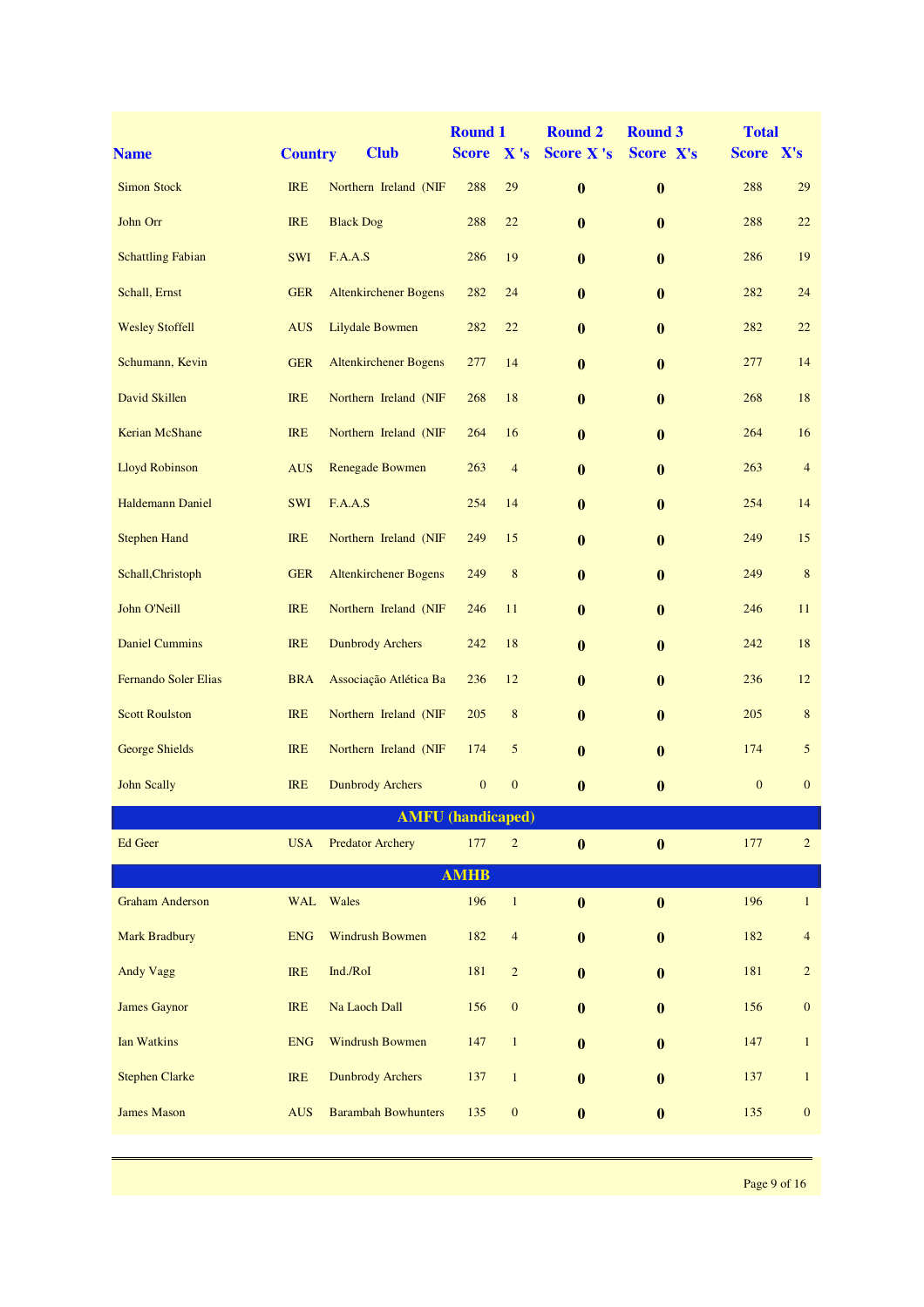| Name | Country | Club | Round 1 Score | X 's | Round 2 Score | X 's | Round 3 Score | X's | Total Score | X's |
|---|---|---|---|---|---|---|---|---|---|---|
| Simon Stock | IRE | Northern Ireland (NIF | 288 | 29 | 0 | | 0 | | 288 | 29 |
| John Orr | IRE | Black Dog | 288 | 22 | 0 | | 0 | | 288 | 22 |
| Schattling Fabian | SWI | F.A.A.S | 286 | 19 | 0 | | 0 | | 286 | 19 |
| Schall, Ernst | GER | Altenkirchener Bogens | 282 | 24 | 0 | | 0 | | 282 | 24 |
| Wesley Stoffell | AUS | Lilydale Bowmen | 282 | 22 | 0 | | 0 | | 282 | 22 |
| Schumann, Kevin | GER | Altenkirchener Bogens | 277 | 14 | 0 | | 0 | | 277 | 14 |
| David Skillen | IRE | Northern Ireland (NIF | 268 | 18 | 0 | | 0 | | 268 | 18 |
| Kerian McShane | IRE | Northern Ireland (NIF | 264 | 16 | 0 | | 0 | | 264 | 16 |
| Lloyd Robinson | AUS | Renegade Bowmen | 263 | 4 | 0 | | 0 | | 263 | 4 |
| Haldemann Daniel | SWI | F.A.A.S | 254 | 14 | 0 | | 0 | | 254 | 14 |
| Stephen Hand | IRE | Northern Ireland (NIF | 249 | 15 | 0 | | 0 | | 249 | 15 |
| Schall,Christoph | GER | Altenkirchener Bogens | 249 | 8 | 0 | | 0 | | 249 | 8 |
| John O'Neill | IRE | Northern Ireland (NIF | 246 | 11 | 0 | | 0 | | 246 | 11 |
| Daniel Cummins | IRE | Dunbrody Archers | 242 | 18 | 0 | | 0 | | 242 | 18 |
| Fernando Soler Elias | BRA | Associação Atlética Ba | 236 | 12 | 0 | | 0 | | 236 | 12 |
| Scott Roulston | IRE | Northern Ireland (NIF | 205 | 8 | 0 | | 0 | | 205 | 8 |
| George Shields | IRE | Northern Ireland (NIF | 174 | 5 | 0 | | 0 | | 174 | 5 |
| John Scally | IRE | Dunbrody Archers | 0 | 0 | 0 | | 0 | | 0 | 0 |
| **AMFU (handicaped)** | | | | | | | | | | |
| Ed Geer | USA | Predator Archery | 177 | 2 | 0 | | 0 | | 177 | 2 |
| **AMHB** | | | | | | | | | | |
| Graham Anderson | WAL | Wales | 196 | 1 | 0 | | 0 | | 196 | 1 |
| Mark Bradbury | ENG | Windrush Bowmen | 182 | 4 | 0 | | 0 | | 182 | 4 |
| Andy Vagg | IRE | Ind./RoI | 181 | 2 | 0 | | 0 | | 181 | 2 |
| James Gaynor | IRE | Na Laoch Dall | 156 | 0 | 0 | | 0 | | 156 | 0 |
| Ian Watkins | ENG | Windrush Bowmen | 147 | 1 | 0 | | 0 | | 147 | 1 |
| Stephen Clarke | IRE | Dunbrody Archers | 137 | 1 | 0 | | 0 | | 137 | 1 |
| James Mason | AUS | Barambah Bowhunters | 135 | 0 | 0 | | 0 | | 135 | 0 |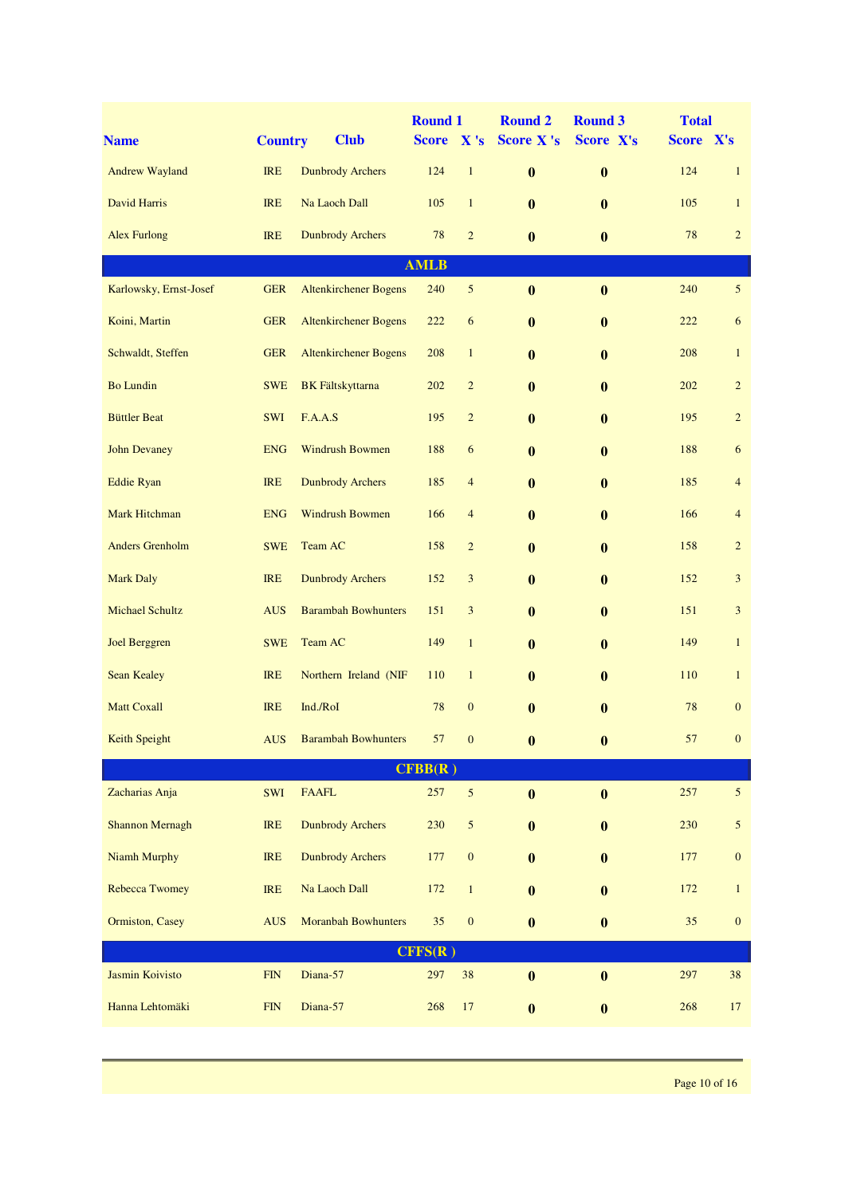| Name | Country | Club | Round 1 Score | Round 1 X 's | Round 2 Score | Round 2 X 's | Round 3 Score | Round 3 X's | Total Score | Total X's |
|---|---|---|---|---|---|---|---|---|---|---|
| Andrew Wayland | IRE | Dunbrody Archers | 124 | 1 | **0** | | **0** | | 124 | 1 |
| David Harris | IRE | Na Laoch Dall | 105 | 1 | **0** | | **0** | | 105 | 1 |
| Alex Furlong | IRE | Dunbrody Archers | 78 | 2 | **0** | | **0** | | 78 | 2 |
| **AMLB** | | | | | | | | | | |
| Karlowsky, Ernst-Josef | GER | Altenkirchener Bogens | 240 | 5 | **0** | | **0** | | 240 | 5 |
| Koini, Martin | GER | Altenkirchener Bogens | 222 | 6 | **0** | | **0** | | 222 | 6 |
| Schwaldt, Steffen | GER | Altenkirchener Bogens | 208 | 1 | **0** | | **0** | | 208 | 1 |
| Bo Lundin | SWE | BK Fältskyttarna | 202 | 2 | **0** | | **0** | | 202 | 2 |
| Büttler Beat | SWI | F.A.A.S | 195 | 2 | **0** | | **0** | | 195 | 2 |
| John Devaney | ENG | Windrush Bowmen | 188 | 6 | **0** | | **0** | | 188 | 6 |
| Eddie Ryan | IRE | Dunbrody Archers | 185 | 4 | **0** | | **0** | | 185 | 4 |
| Mark Hitchman | ENG | Windrush Bowmen | 166 | 4 | **0** | | **0** | | 166 | 4 |
| Anders Grenholm | SWE | Team AC | 158 | 2 | **0** | | **0** | | 158 | 2 |
| Mark Daly | IRE | Dunbrody Archers | 152 | 3 | **0** | | **0** | | 152 | 3 |
| Michael Schultz | AUS | Barambah Bowhunters | 151 | 3 | **0** | | **0** | | 151 | 3 |
| Joel Berggren | SWE | Team AC | 149 | 1 | **0** | | **0** | | 149 | 1 |
| Sean Kealey | IRE | Northern Ireland (NIF | 110 | 1 | **0** | | **0** | | 110 | 1 |
| Matt Coxall | IRE | Ind./RoI | 78 | 0 | **0** | | **0** | | 78 | 0 |
| Keith Speight | AUS | Barambah Bowhunters | 57 | 0 | **0** | | **0** | | 57 | 0 |
| **CFBB(R )** | | | | | | | | | | |
| Zacharias Anja | SWI | FAAFL | 257 | 5 | **0** | | **0** | | 257 | 5 |
| Shannon Mernagh | IRE | Dunbrody Archers | 230 | 5 | **0** | | **0** | | 230 | 5 |
| Niamh Murphy | IRE | Dunbrody Archers | 177 | 0 | **0** | | **0** | | 177 | 0 |
| Rebecca Twomey | IRE | Na Laoch Dall | 172 | 1 | **0** | | **0** | | 172 | 1 |
| Ormiston, Casey | AUS | Moranbah Bowhunters | 35 | 0 | **0** | | **0** | | 35 | 0 |
| **CFFS(R )** | | | | | | | | | | |
| Jasmin Koivisto | FIN | Diana-57 | 297 | 38 | **0** | | **0** | | 297 | 38 |
| Hanna Lehtomäki | FIN | Diana-57 | 268 | 17 | **0** | | **0** | | 268 | 17 |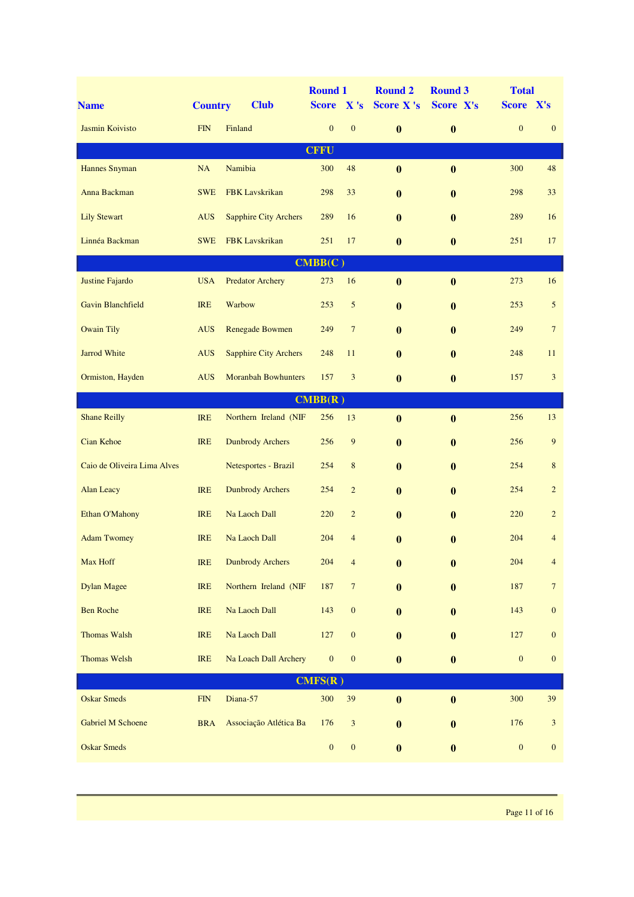| Name | Country | Club | Round 1 Score | X 's | Round 2 Score X 's | Round 3 Score X's | Total Score | X's |
|---|---|---|---|---|---|---|---|---|
| Jasmin Koivisto | FIN | Finland | 0 | 0 | 0 | 0 | 0 | 0 |
| **CFFU** | | | | | | | | |
| Hannes Snyman | NA | Namibia | 300 | 48 | 0 | 0 | 300 | 48 |
| Anna Backman | SWE | FBK Lavskrikan | 298 | 33 | 0 | 0 | 298 | 33 |
| Lily Stewart | AUS | Sapphire City Archers | 289 | 16 | 0 | 0 | 289 | 16 |
| Linnéa Backman | SWE | FBK Lavskrikan | 251 | 17 | 0 | 0 | 251 | 17 |
| **CMBB(C )** | | | | | | | | |
| Justine Fajardo | USA | Predator Archery | 273 | 16 | 0 | 0 | 273 | 16 |
| Gavin Blanchfield | IRE | Warbow | 253 | 5 | 0 | 0 | 253 | 5 |
| Owain Tily | AUS | Renegade Bowmen | 249 | 7 | 0 | 0 | 249 | 7 |
| Jarrod White | AUS | Sapphire City Archers | 248 | 11 | 0 | 0 | 248 | 11 |
| Ormiston, Hayden | AUS | Moranbah Bowhunters | 157 | 3 | 0 | 0 | 157 | 3 |
| **CMBB(R )** | | | | | | | | |
| Shane Reilly | IRE | Northern Ireland (NIF | 256 | 13 | 0 | 0 | 256 | 13 |
| Cian Kehoe | IRE | Dunbrody Archers | 256 | 9 | 0 | 0 | 256 | 9 |
| Caio de Oliveira Lima Alves | | Netesportes - Brazil | 254 | 8 | 0 | 0 | 254 | 8 |
| Alan Leacy | IRE | Dunbrody Archers | 254 | 2 | 0 | 0 | 254 | 2 |
| Ethan O'Mahony | IRE | Na Laoch Dall | 220 | 2 | 0 | 0 | 220 | 2 |
| Adam Twomey | IRE | Na Laoch Dall | 204 | 4 | 0 | 0 | 204 | 4 |
| Max Hoff | IRE | Dunbrody Archers | 204 | 4 | 0 | 0 | 204 | 4 |
| Dylan Magee | IRE | Northern Ireland (NIF | 187 | 7 | 0 | 0 | 187 | 7 |
| Ben Roche | IRE | Na Laoch Dall | 143 | 0 | 0 | 0 | 143 | 0 |
| Thomas Walsh | IRE | Na Laoch Dall | 127 | 0 | 0 | 0 | 127 | 0 |
| Thomas Welsh | IRE | Na Loach Dall Archery | 0 | 0 | 0 | 0 | 0 | 0 |
| **CMFS(R )** | | | | | | | | |
| Oskar Smeds | FIN | Diana-57 | 300 | 39 | 0 | 0 | 300 | 39 |
| Gabriel M Schoene | BRA | Associação Atlética Ba | 176 | 3 | 0 | 0 | 176 | 3 |
| Oskar Smeds | | | 0 | 0 | 0 | 0 | 0 | 0 |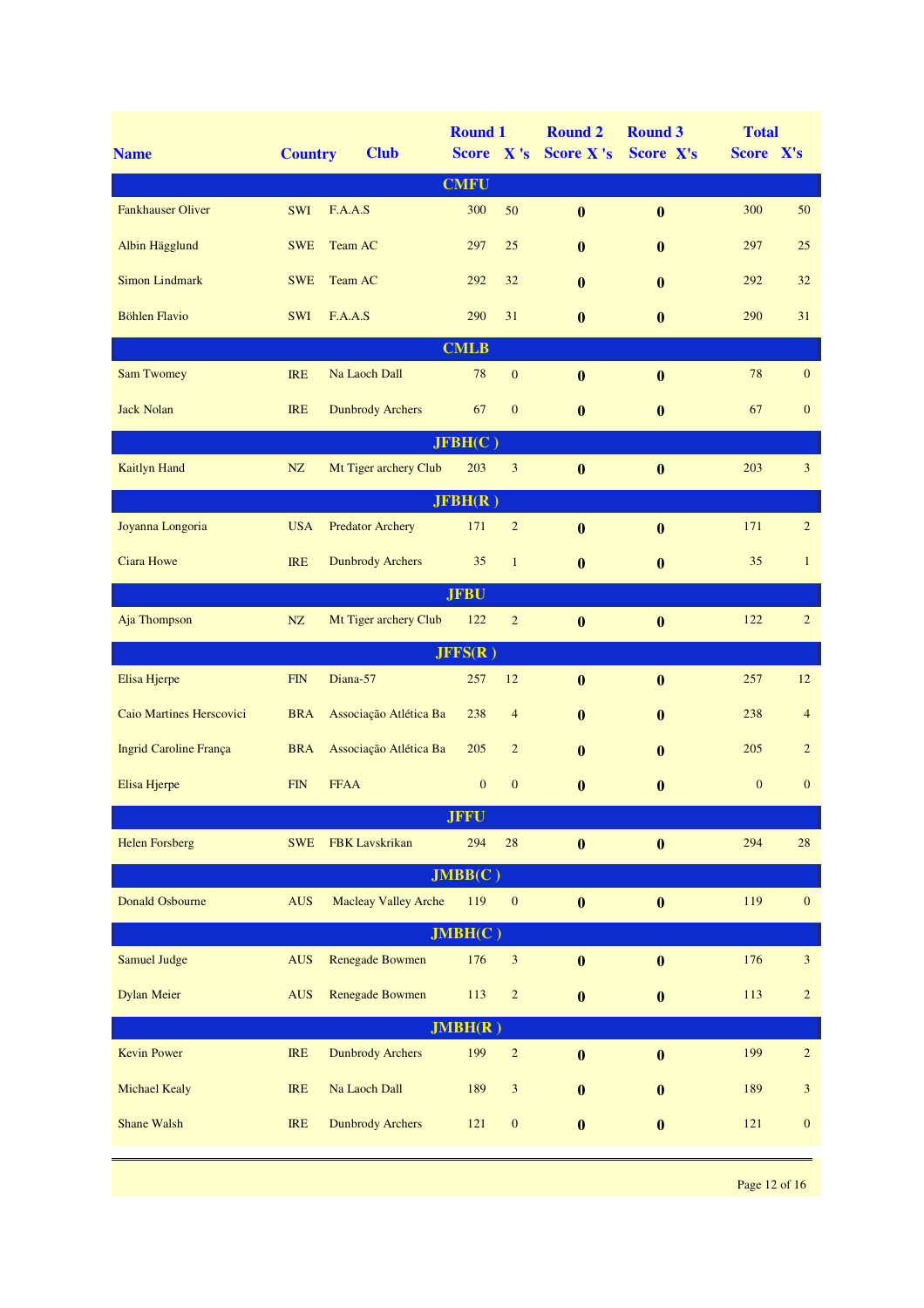| Name | Country | Club | Round 1 Score | Round 1 X 's | Round 2 Score | Round 2 X 's | Round 3 Score | Round 3 X's | Total Score | Total X's |
|---|---|---|---|---|---|---|---|---|---|---|
| **CMFU** | | | | | | | | | | |
| Fankhauser Oliver | SWI | F.A.A.S | 300 | 50 | **0** | | **0** | | 300 | 50 |
| Albin Hägglund | SWE | Team AC | 297 | 25 | **0** | | **0** | | 297 | 25 |
| Simon Lindmark | SWE | Team AC | 292 | 32 | **0** | | **0** | | 292 | 32 |
| Böhlen Flavio | SWI | F.A.A.S | 290 | 31 | **0** | | **0** | | 290 | 31 |
| **CMLB** | | | | | | | | | | |
| Sam Twomey | IRE | Na Laoch Dall | 78 | 0 | **0** | | **0** | | 78 | 0 |
| Jack Nolan | IRE | Dunbrody Archers | 67 | 0 | **0** | | **0** | | 67 | 0 |
| **JFBH(C )** | | | | | | | | | | |
| Kaitlyn Hand | NZ | Mt Tiger archery Club | 203 | 3 | **0** | | **0** | | 203 | 3 |
| **JFBH(R )** | | | | | | | | | | |
| Joyanna Longoria | USA | Predator Archery | 171 | 2 | **0** | | **0** | | 171 | 2 |
| Ciara Howe | IRE | Dunbrody Archers | 35 | 1 | **0** | | **0** | | 35 | 1 |
| **JFBU** | | | | | | | | | | |
| Aja Thompson | NZ | Mt Tiger archery Club | 122 | 2 | **0** | | **0** | | 122 | 2 |
| **JFFS(R )** | | | | | | | | | | |
| Elisa Hjerpe | FIN | Diana-57 | 257 | 12 | **0** | | **0** | | 257 | 12 |
| Caio Martines Herscovici | BRA | Associação Atlética Ba | 238 | 4 | **0** | | **0** | | 238 | 4 |
| Ingrid Caroline França | BRA | Associação Atlética Ba | 205 | 2 | **0** | | **0** | | 205 | 2 |
| Elisa Hjerpe | FIN | FFAA | 0 | 0 | **0** | | **0** | | 0 | 0 |
| **JFFU** | | | | | | | | | | |
| Helen Forsberg | SWE | FBK Lavskrikan | 294 | 28 | **0** | | **0** | | 294 | 28 |
| **JMBB(C )** | | | | | | | | | | |
| Donald Osbourne | AUS | Macleay Valley Arche | 119 | 0 | **0** | | **0** | | 119 | 0 |
| **JMBH(C )** | | | | | | | | | | |
| Samuel Judge | AUS | Renegade Bowmen | 176 | 3 | **0** | | **0** | | 176 | 3 |
| Dylan Meier | AUS | Renegade Bowmen | 113 | 2 | **0** | | **0** | | 113 | 2 |
| **JMBH(R )** | | | | | | | | | | |
| Kevin Power | IRE | Dunbrody Archers | 199 | 2 | **0** | | **0** | | 199 | 2 |
| Michael Kealy | IRE | Na Laoch Dall | 189 | 3 | **0** | | **0** | | 189 | 3 |
| Shane Walsh | IRE | Dunbrody Archers | 121 | 0 | **0** | | **0** | | 121 | 0 |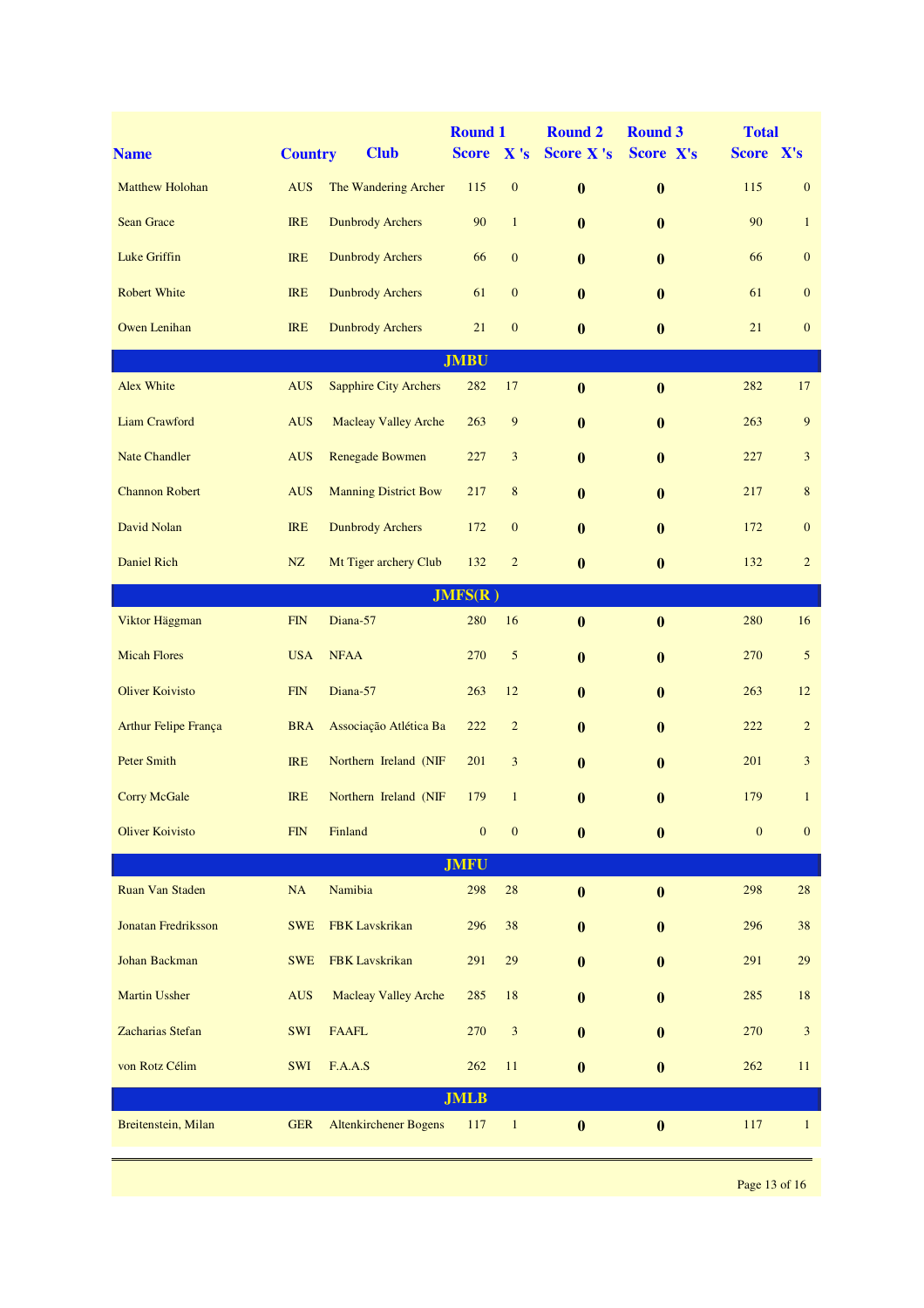| Name | Country | Club | Round 1 Score | X 's | Round 2 Score | X 's | Round 3 Score | X's | Total Score | X's |
|---|---|---|---|---|---|---|---|---|---|---|
| Matthew Holohan | AUS | The Wandering Archer | 115 | 0 | **0** | | **0** | | 115 | 0 |
| Sean Grace | IRE | Dunbrody Archers | 90 | 1 | **0** | | **0** | | 90 | 1 |
| Luke Griffin | IRE | Dunbrody Archers | 66 | 0 | **0** | | **0** | | 66 | 0 |
| Robert White | IRE | Dunbrody Archers | 61 | 0 | **0** | | **0** | | 61 | 0 |
| Owen Lenihan | IRE | Dunbrody Archers | 21 | 0 | **0** | | **0** | | 21 | 0 |
| | | | **JMBU** | | | | | | | |
| Alex White | AUS | Sapphire City Archers | 282 | 17 | **0** | | **0** | | 282 | 17 |
| Liam Crawford | AUS | Macleay Valley Arche | 263 | 9 | **0** | | **0** | | 263 | 9 |
| Nate Chandler | AUS | Renegade Bowmen | 227 | 3 | **0** | | **0** | | 227 | 3 |
| Channon Robert | AUS | Manning District Bow | 217 | 8 | **0** | | **0** | | 217 | 8 |
| David Nolan | IRE | Dunbrody Archers | 172 | 0 | **0** | | **0** | | 172 | 0 |
| Daniel Rich | NZ | Mt Tiger archery Club | 132 | 2 | **0** | | **0** | | 132 | 2 |
| | | | **JMFS(R )** | | | | | | | |
| Viktor Häggman | FIN | Diana-57 | 280 | 16 | **0** | | **0** | | 280 | 16 |
| Micah Flores | USA | NFAA | 270 | 5 | **0** | | **0** | | 270 | 5 |
| Oliver Koivisto | FIN | Diana-57 | 263 | 12 | **0** | | **0** | | 263 | 12 |
| Arthur Felipe França | BRA | Associação Atlética Ba | 222 | 2 | **0** | | **0** | | 222 | 2 |
| Peter Smith | IRE | Northern Ireland (NIF | 201 | 3 | **0** | | **0** | | 201 | 3 |
| Corry McGale | IRE | Northern Ireland (NIF | 179 | 1 | **0** | | **0** | | 179 | 1 |
| Oliver Koivisto | FIN | Finland | 0 | 0 | **0** | | **0** | | 0 | 0 |
| | | | **JMFU** | | | | | | | |
| Ruan Van Staden | NA | Namibia | 298 | 28 | **0** | | **0** | | 298 | 28 |
| Jonatan Fredriksson | SWE | FBK Lavskrikan | 296 | 38 | **0** | | **0** | | 296 | 38 |
| Johan Backman | SWE | FBK Lavskrikan | 291 | 29 | **0** | | **0** | | 291 | 29 |
| Martin Ussher | AUS | Macleay Valley Arche | 285 | 18 | **0** | | **0** | | 285 | 18 |
| Zacharias Stefan | SWI | FAAFL | 270 | 3 | **0** | | **0** | | 270 | 3 |
| von Rotz Célim | SWI | F.A.A.S | 262 | 11 | **0** | | **0** | | 262 | 11 |
| | | | **JMLB** | | | | | | | |
| Breitenstein, Milan | GER | Altenkirchener Bogens | 117 | 1 | **0** | | **0** | | 117 | 1 |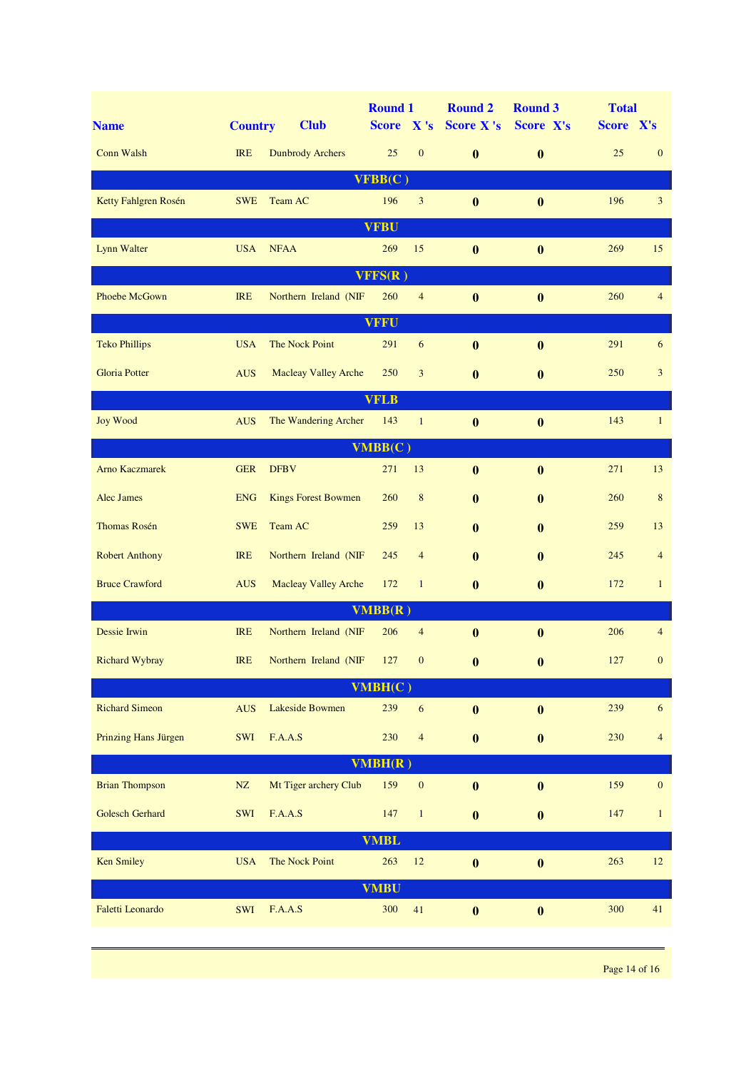| Name | Country | Club | Round 1 Score | X 's | Round 2 Score X 's | Round 3 Score X's | Total Score | X's |
|---|---|---|---|---|---|---|---|---|
| Conn Walsh | IRE | Dunbrody Archers | 25 | 0 | **0** | **0** | 25 | 0 |
| | | | **VFBB(C )** | | | | | |
| Ketty Fahlgren Rosén | SWE | Team AC | 196 | 3 | **0** | **0** | 196 | 3 |
| | | | **VFBU** | | | | | |
| Lynn Walter | USA | NFAA | 269 | 15 | **0** | **0** | 269 | 15 |
| | | | **VFFS(R )** | | | | | |
| Phoebe McGown | IRE | Northern Ireland (NIF | 260 | 4 | **0** | **0** | 260 | 4 |
| | | | **VFFU** | | | | | |
| Teko Phillips | USA | The Nock Point | 291 | 6 | **0** | **0** | 291 | 6 |
| Gloria Potter | AUS | Macleay Valley Arche | 250 | 3 | **0** | **0** | 250 | 3 |
| | | | **VFLB** | | | | | |
| Joy Wood | AUS | The Wandering Archer | 143 | 1 | **0** | **0** | 143 | 1 |
| | | | **VMBB(C )** | | | | | |
| Arno Kaczmarek | GER | DFBV | 271 | 13 | **0** | **0** | 271 | 13 |
| Alec James | ENG | Kings Forest Bowmen | 260 | 8 | **0** | **0** | 260 | 8 |
| Thomas Rosén | SWE | Team AC | 259 | 13 | **0** | **0** | 259 | 13 |
| Robert Anthony | IRE | Northern Ireland (NIF | 245 | 4 | **0** | **0** | 245 | 4 |
| Bruce Crawford | AUS | Macleay Valley Arche | 172 | 1 | **0** | **0** | 172 | 1 |
| | | | **VMBB(R )** | | | | | |
| Dessie Irwin | IRE | Northern Ireland (NIF | 206 | 4 | **0** | **0** | 206 | 4 |
| Richard Wybray | IRE | Northern Ireland (NIF | 127 | 0 | **0** | **0** | 127 | 0 |
| | | | **VMBH(C )** | | | | | |
| Richard Simeon | AUS | Lakeside Bowmen | 239 | 6 | **0** | **0** | 239 | 6 |
| Prinzing Hans Jürgen | SWI | F.A.A.S | 230 | 4 | **0** | **0** | 230 | 4 |
| | | | **VMBH(R )** | | | | | |
| Brian Thompson | NZ | Mt Tiger archery Club | 159 | 0 | **0** | **0** | 159 | 0 |
| Golesch Gerhard | SWI | F.A.A.S | 147 | 1 | **0** | **0** | 147 | 1 |
| | | | **VMBL** | | | | | |
| Ken Smiley | USA | The Nock Point | 263 | 12 | **0** | **0** | 263 | 12 |
| | | | **VMBU** | | | | | |
| Faletti Leonardo | SWI | F.A.A.S | 300 | 41 | **0** | **0** | 300 | 41 |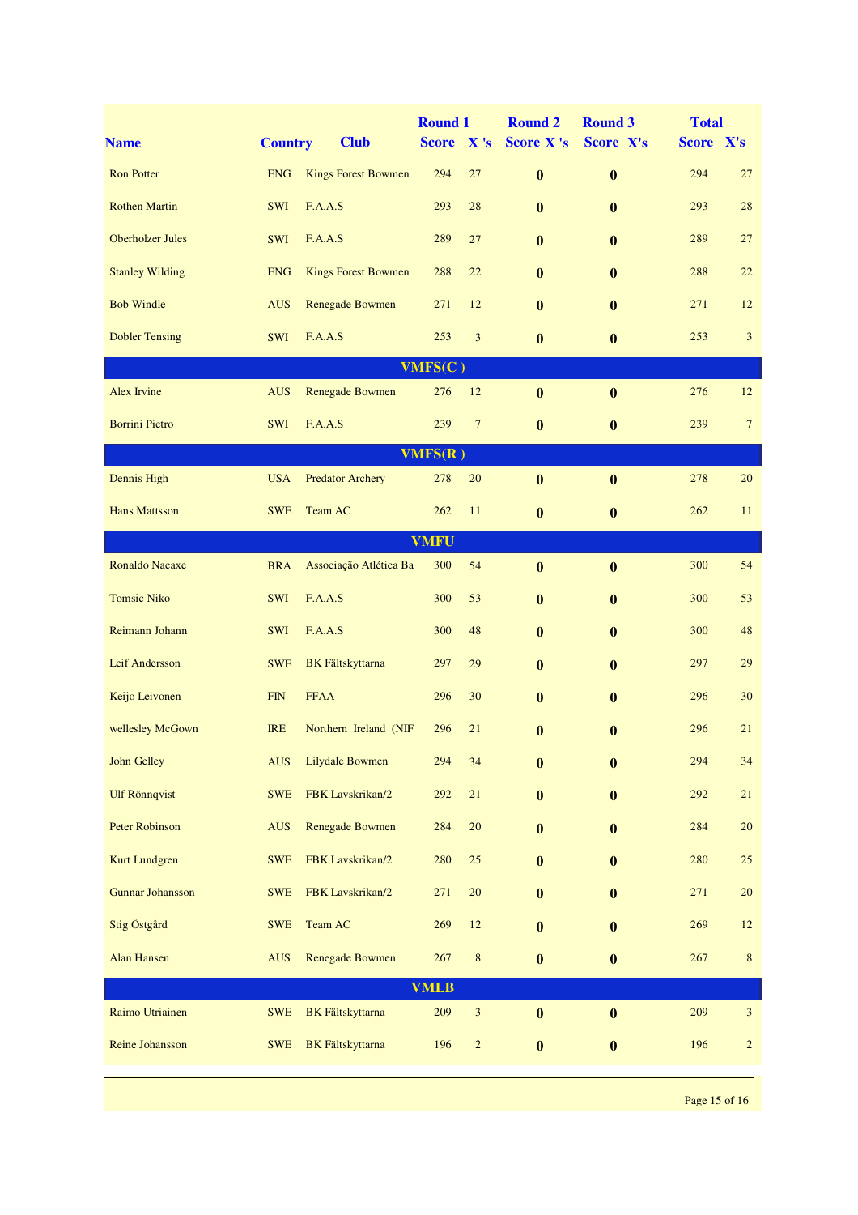| Name | Country | Club | Round 1 Score | X 's | Round 2 Score | X 's | Round 3 Score | X's | Total Score | X's |
|---|---|---|---|---|---|---|---|---|---|---|
| Ron Potter | ENG | Kings Forest Bowmen | 294 | 27 | 0 | | 0 | | 294 | 27 |
| Rothen Martin | SWI | F.A.A.S | 293 | 28 | 0 | | 0 | | 293 | 28 |
| Oberholzer Jules | SWI | F.A.A.S | 289 | 27 | 0 | | 0 | | 289 | 27 |
| Stanley Wilding | ENG | Kings Forest Bowmen | 288 | 22 | 0 | | 0 | | 288 | 22 |
| Bob Windle | AUS | Renegade Bowmen | 271 | 12 | 0 | | 0 | | 271 | 12 |
| Dobler Tensing | SWI | F.A.A.S | 253 | 3 | 0 | | 0 | | 253 | 3 |
| **VMFS(C )** | | | | | | | | | | |
| Alex Irvine | AUS | Renegade Bowmen | 276 | 12 | 0 | | 0 | | 276 | 12 |
| Borrini Pietro | SWI | F.A.A.S | 239 | 7 | 0 | | 0 | | 239 | 7 |
| **VMFS(R )** | | | | | | | | | | |
| Dennis High | USA | Predator Archery | 278 | 20 | 0 | | 0 | | 278 | 20 |
| Hans Mattsson | SWE | Team AC | 262 | 11 | 0 | | 0 | | 262 | 11 |
| **VMFU** | | | | | | | | | | |
| Ronaldo Nacaxe | BRA | Associação Atlética Ba | 300 | 54 | 0 | | 0 | | 300 | 54 |
| Tomsic Niko | SWI | F.A.A.S | 300 | 53 | 0 | | 0 | | 300 | 53 |
| Reimann Johann | SWI | F.A.A.S | 300 | 48 | 0 | | 0 | | 300 | 48 |
| Leif Andersson | SWE | BK Fältskyttarna | 297 | 29 | 0 | | 0 | | 297 | 29 |
| Keijo Leivonen | FIN | FFAA | 296 | 30 | 0 | | 0 | | 296 | 30 |
| wellesley McGown | IRE | Northern Ireland (NIF | 296 | 21 | 0 | | 0 | | 296 | 21 |
| John Gelley | AUS | Lilydale Bowmen | 294 | 34 | 0 | | 0 | | 294 | 34 |
| Ulf Rönnqvist | SWE | FBK Lavskrikan/2 | 292 | 21 | 0 | | 0 | | 292 | 21 |
| Peter Robinson | AUS | Renegade Bowmen | 284 | 20 | 0 | | 0 | | 284 | 20 |
| Kurt Lundgren | SWE | FBK Lavskrikan/2 | 280 | 25 | 0 | | 0 | | 280 | 25 |
| Gunnar Johansson | SWE | FBK Lavskrikan/2 | 271 | 20 | 0 | | 0 | | 271 | 20 |
| Stig Östgård | SWE | Team AC | 269 | 12 | 0 | | 0 | | 269 | 12 |
| Alan Hansen | AUS | Renegade Bowmen | 267 | 8 | 0 | | 0 | | 267 | 8 |
| **VMLB** | | | | | | | | | | |
| Raimo Utriainen | SWE | BK Fältskyttarna | 209 | 3 | 0 | | 0 | | 209 | 3 |
| Reine Johansson | SWE | BK Fältskyttarna | 196 | 2 | 0 | | 0 | | 196 | 2 |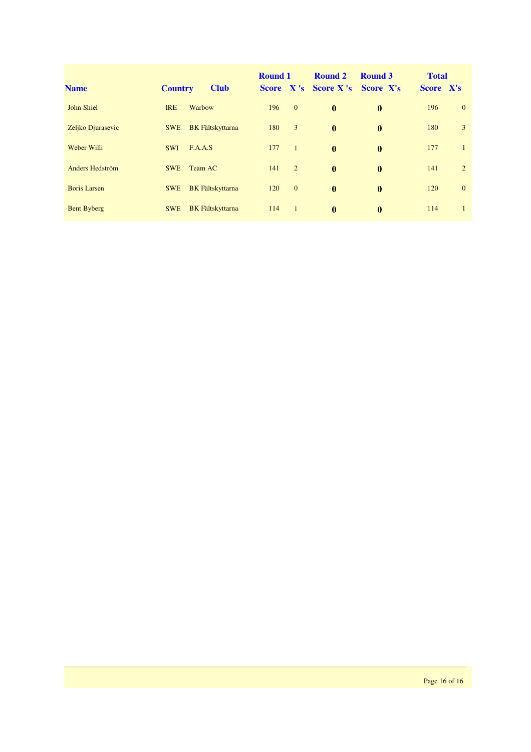| Name | Country | Club | Round 1 | | Round 2 | | Round 3 | | Total | |
|---|---|---|---|---|---|---|---|---|---|---|
| | | | Score | X 's | Score | X 's | Score | X's | Score | X's |
| John Shiel | IRE | Warbow | 196 | 0 | **0** | | **0** | | 196 | 0 |
| Zeljko Djurasevic | SWE | BK Fältskyttarna | 180 | 3 | **0** | | **0** | | 180 | 3 |
| Weber Willi | SWI | F.A.A.S | 177 | 1 | **0** | | **0** | | 177 | 1 |
| Anders Hedström | SWE | Team AC | 141 | 2 | **0** | | **0** | | 141 | 2 |
| Boris Larsen | SWE | BK Fältskyttarna | 120 | 0 | **0** | | **0** | | 120 | 0 |
| Bent Byberg | SWE | BK Fältskyttarna | 114 | 1 | **0** | | **0** | | 114 | 1 |